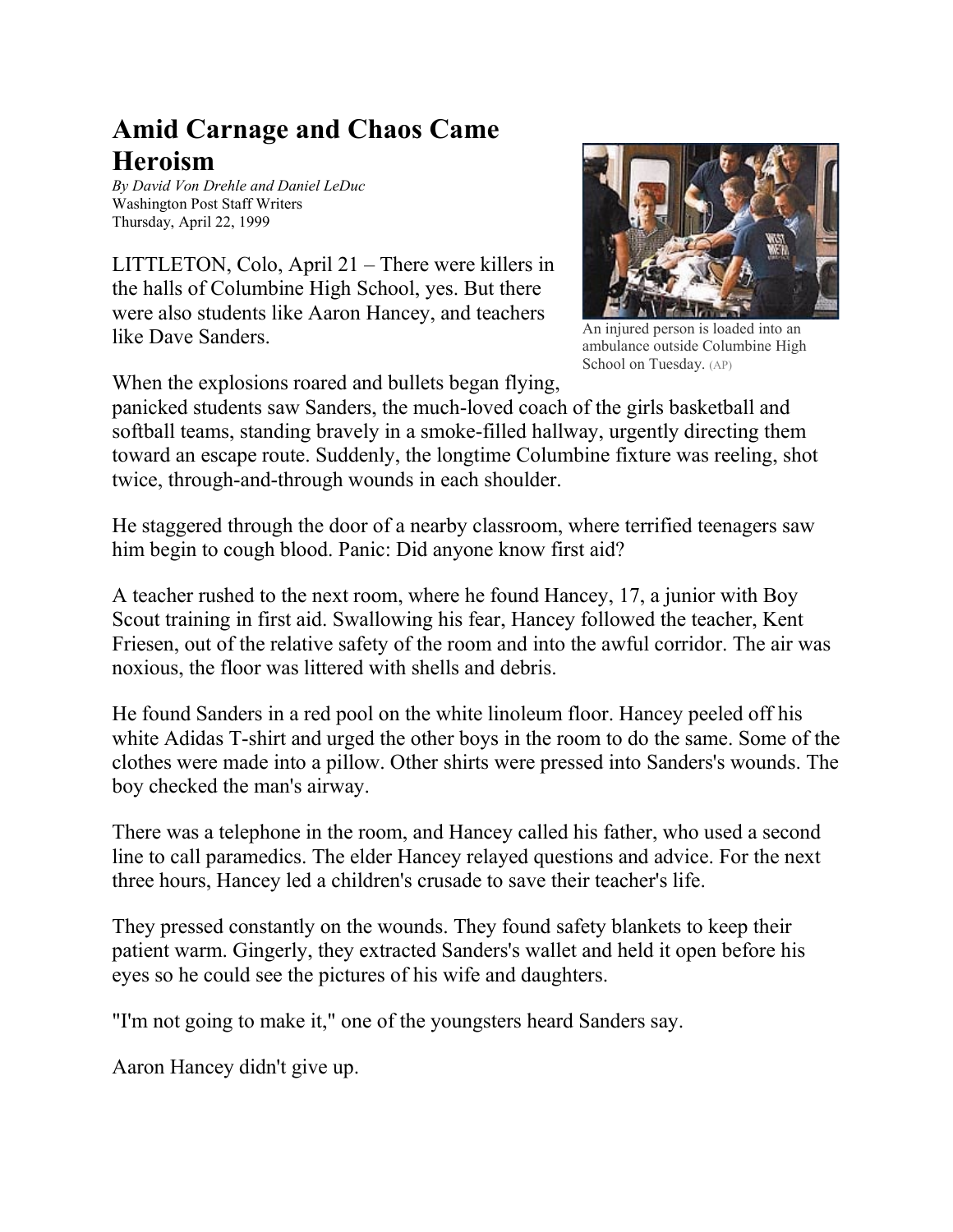# Amid Carnage and Chaos Came Heroism

*By David Von Drehle and Daniel LeDuc*
Washington Post Staff Writers
Thursday, April 22, 1999

An injured person is loaded into an ambulance outside Columbine High School on Tuesday. (AP)

LITTLETON, Colo, April 21 – There were killers in the halls of Columbine High School, yes. But there were also students like Aaron Hancey, and teachers like Dave Sanders.

When the explosions roared and bullets began flying, panicked students saw Sanders, the much-loved coach of the girls basketball and softball teams, standing bravely in a smoke-filled hallway, urgently directing them toward an escape route. Suddenly, the longtime Columbine fixture was reeling, shot twice, through-and-through wounds in each shoulder.

He staggered through the door of a nearby classroom, where terrified teenagers saw him begin to cough blood. Panic: Did anyone know first aid?

A teacher rushed to the next room, where he found Hancey, 17, a junior with Boy Scout training in first aid. Swallowing his fear, Hancey followed the teacher, Kent Friesen, out of the relative safety of the room and into the awful corridor. The air was noxious, the floor was littered with shells and debris.

He found Sanders in a red pool on the white linoleum floor. Hancey peeled off his white Adidas T-shirt and urged the other boys in the room to do the same. Some of the clothes were made into a pillow. Other shirts were pressed into Sanders's wounds. The boy checked the man's airway.

There was a telephone in the room, and Hancey called his father, who used a second line to call paramedics. The elder Hancey relayed questions and advice. For the next three hours, Hancey led a children's crusade to save their teacher's life.

They pressed constantly on the wounds. They found safety blankets to keep their patient warm. Gingerly, they extracted Sanders's wallet and held it open before his eyes so he could see the pictures of his wife and daughters.

"I'm not going to make it," one of the youngsters heard Sanders say.

Aaron Hancey didn't give up.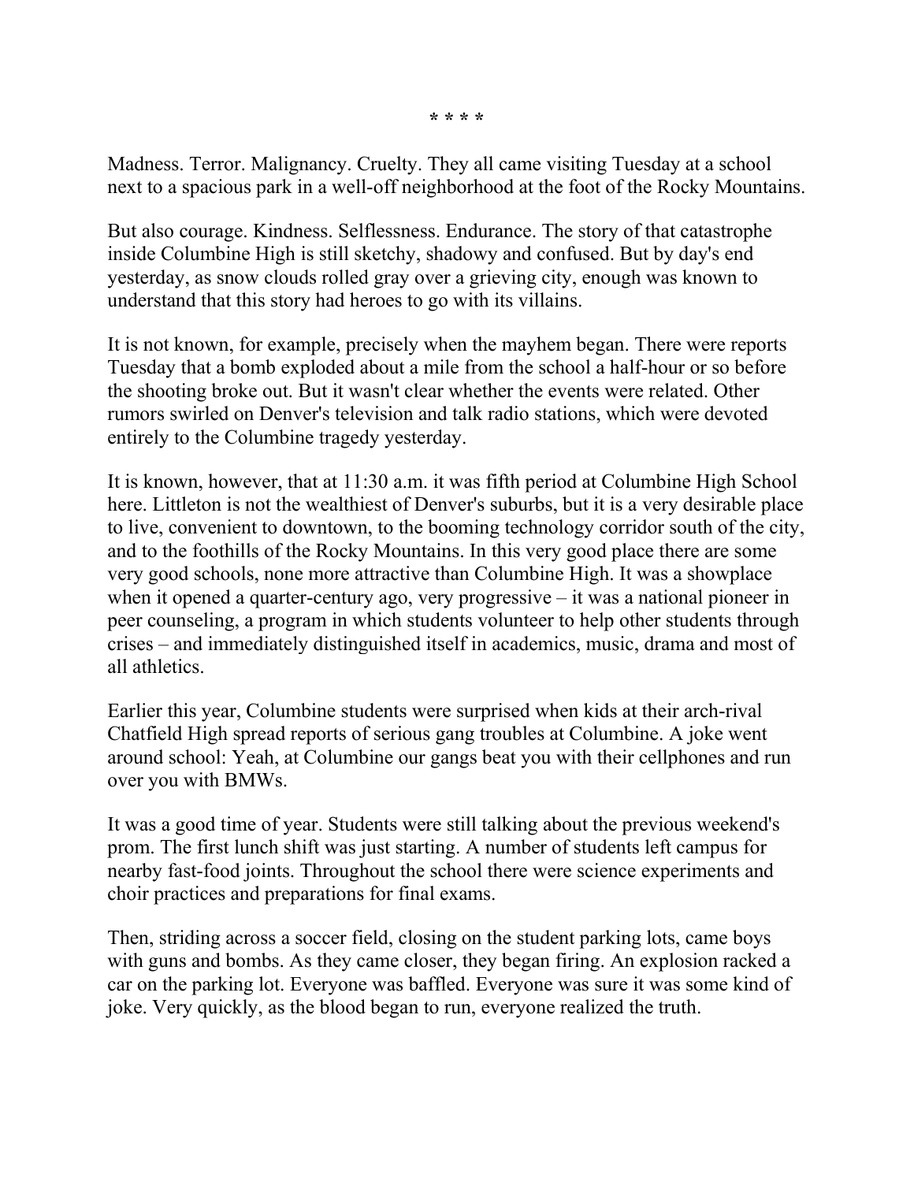\* \* \* \*

Madness. Terror. Malignancy. Cruelty. They all came visiting Tuesday at a school next to a spacious park in a well-off neighborhood at the foot of the Rocky Mountains.

But also courage. Kindness. Selflessness. Endurance. The story of that catastrophe inside Columbine High is still sketchy, shadowy and confused. But by day's end yesterday, as snow clouds rolled gray over a grieving city, enough was known to understand that this story had heroes to go with its villains.

It is not known, for example, precisely when the mayhem began. There were reports Tuesday that a bomb exploded about a mile from the school a half-hour or so before the shooting broke out. But it wasn't clear whether the events were related. Other rumors swirled on Denver's television and talk radio stations, which were devoted entirely to the Columbine tragedy yesterday.

It is known, however, that at 11:30 a.m. it was fifth period at Columbine High School here. Littleton is not the wealthiest of Denver's suburbs, but it is a very desirable place to live, convenient to downtown, to the booming technology corridor south of the city, and to the foothills of the Rocky Mountains. In this very good place there are some very good schools, none more attractive than Columbine High. It was a showplace when it opened a quarter-century ago, very progressive – it was a national pioneer in peer counseling, a program in which students volunteer to help other students through crises – and immediately distinguished itself in academics, music, drama and most of all athletics.

Earlier this year, Columbine students were surprised when kids at their arch-rival Chatfield High spread reports of serious gang troubles at Columbine. A joke went around school: Yeah, at Columbine our gangs beat you with their cellphones and run over you with BMWs.

It was a good time of year. Students were still talking about the previous weekend's prom. The first lunch shift was just starting. A number of students left campus for nearby fast-food joints. Throughout the school there were science experiments and choir practices and preparations for final exams.

Then, striding across a soccer field, closing on the student parking lots, came boys with guns and bombs. As they came closer, they began firing. An explosion racked a car on the parking lot. Everyone was baffled. Everyone was sure it was some kind of joke. Very quickly, as the blood began to run, everyone realized the truth.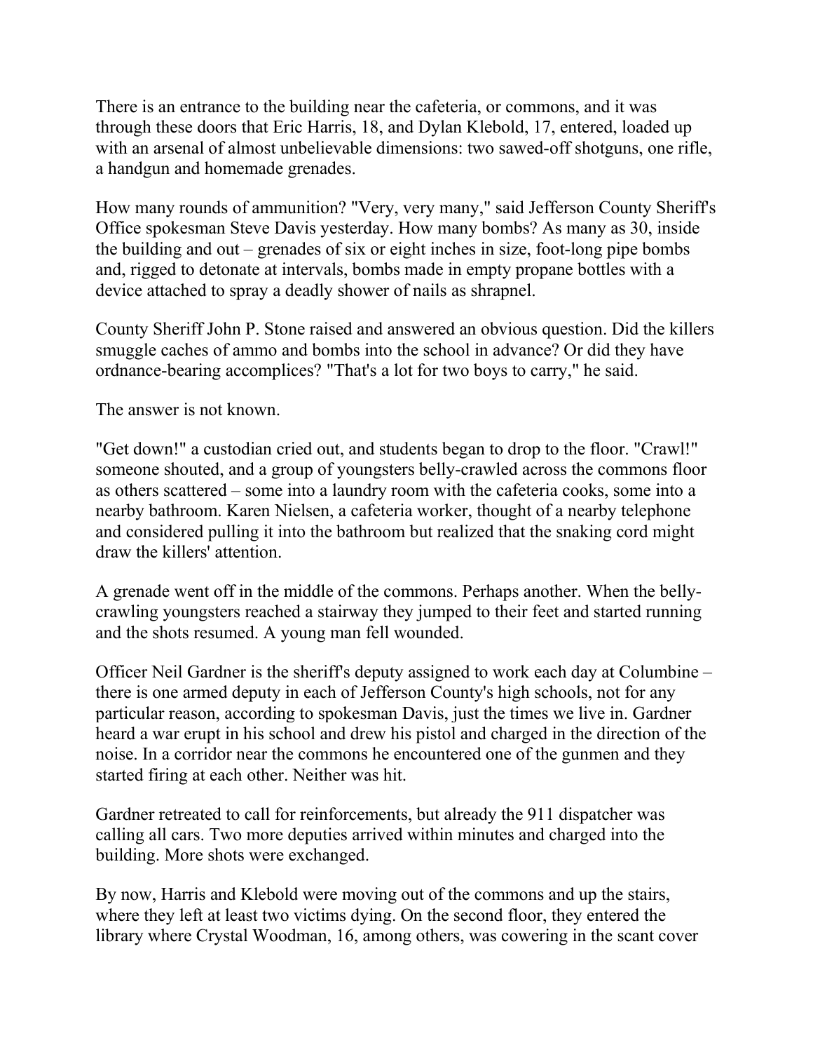There is an entrance to the building near the cafeteria, or commons, and it was through these doors that Eric Harris, 18, and Dylan Klebold, 17, entered, loaded up with an arsenal of almost unbelievable dimensions: two sawed-off shotguns, one rifle, a handgun and homemade grenades.

How many rounds of ammunition? "Very, very many," said Jefferson County Sheriff's Office spokesman Steve Davis yesterday. How many bombs? As many as 30, inside the building and out – grenades of six or eight inches in size, foot-long pipe bombs and, rigged to detonate at intervals, bombs made in empty propane bottles with a device attached to spray a deadly shower of nails as shrapnel.

County Sheriff John P. Stone raised and answered an obvious question. Did the killers smuggle caches of ammo and bombs into the school in advance? Or did they have ordnance-bearing accomplices? "That's a lot for two boys to carry," he said.

The answer is not known.

"Get down!" a custodian cried out, and students began to drop to the floor. "Crawl!" someone shouted, and a group of youngsters belly-crawled across the commons floor as others scattered – some into a laundry room with the cafeteria cooks, some into a nearby bathroom. Karen Nielsen, a cafeteria worker, thought of a nearby telephone and considered pulling it into the bathroom but realized that the snaking cord might draw the killers' attention.

A grenade went off in the middle of the commons. Perhaps another. When the belly-crawling youngsters reached a stairway they jumped to their feet and started running and the shots resumed. A young man fell wounded.

Officer Neil Gardner is the sheriff's deputy assigned to work each day at Columbine – there is one armed deputy in each of Jefferson County's high schools, not for any particular reason, according to spokesman Davis, just the times we live in. Gardner heard a war erupt in his school and drew his pistol and charged in the direction of the noise. In a corridor near the commons he encountered one of the gunmen and they started firing at each other. Neither was hit.

Gardner retreated to call for reinforcements, but already the 911 dispatcher was calling all cars. Two more deputies arrived within minutes and charged into the building. More shots were exchanged.

By now, Harris and Klebold were moving out of the commons and up the stairs, where they left at least two victims dying. On the second floor, they entered the library where Crystal Woodman, 16, among others, was cowering in the scant cover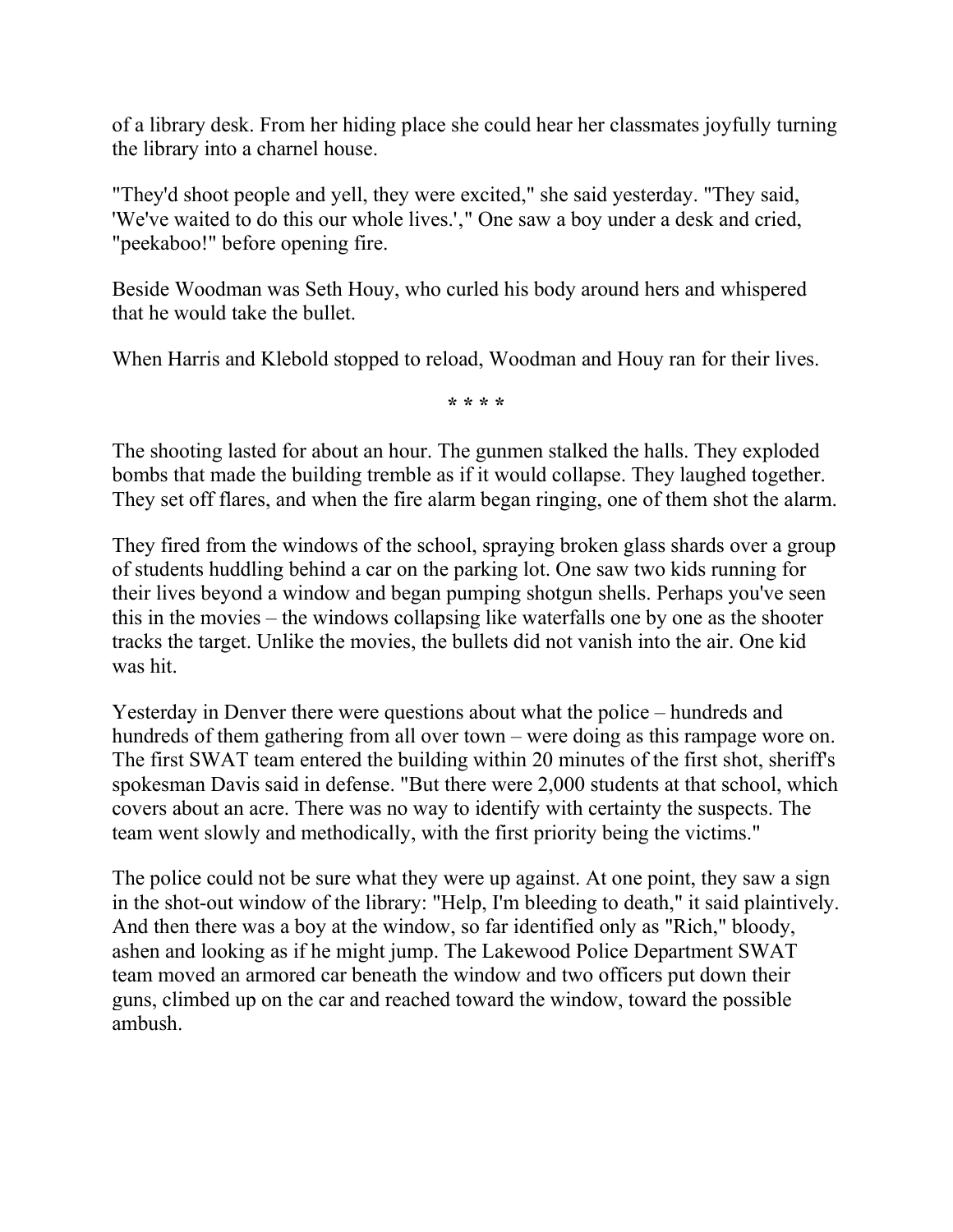of a library desk. From her hiding place she could hear her classmates joyfully turning the library into a charnel house.

"They'd shoot people and yell, they were excited," she said yesterday. "They said, 'We've waited to do this our whole lives.'," One saw a boy under a desk and cried, "peekaboo!" before opening fire.

Beside Woodman was Seth Houy, who curled his body around hers and whispered that he would take the bullet.

When Harris and Klebold stopped to reload, Woodman and Houy ran for their lives.

**\* \* \* \***

The shooting lasted for about an hour. The gunmen stalked the halls. They exploded bombs that made the building tremble as if it would collapse. They laughed together. They set off flares, and when the fire alarm began ringing, one of them shot the alarm.

They fired from the windows of the school, spraying broken glass shards over a group of students huddling behind a car on the parking lot. One saw two kids running for their lives beyond a window and began pumping shotgun shells. Perhaps you've seen this in the movies – the windows collapsing like waterfalls one by one as the shooter tracks the target. Unlike the movies, the bullets did not vanish into the air. One kid was hit.

Yesterday in Denver there were questions about what the police – hundreds and hundreds of them gathering from all over town – were doing as this rampage wore on. The first SWAT team entered the building within 20 minutes of the first shot, sheriff's spokesman Davis said in defense. "But there were 2,000 students at that school, which covers about an acre. There was no way to identify with certainty the suspects. The team went slowly and methodically, with the first priority being the victims."

The police could not be sure what they were up against. At one point, they saw a sign in the shot-out window of the library: "Help, I'm bleeding to death," it said plaintively. And then there was a boy at the window, so far identified only as "Rich," bloody, ashen and looking as if he might jump. The Lakewood Police Department SWAT team moved an armored car beneath the window and two officers put down their guns, climbed up on the car and reached toward the window, toward the possible ambush.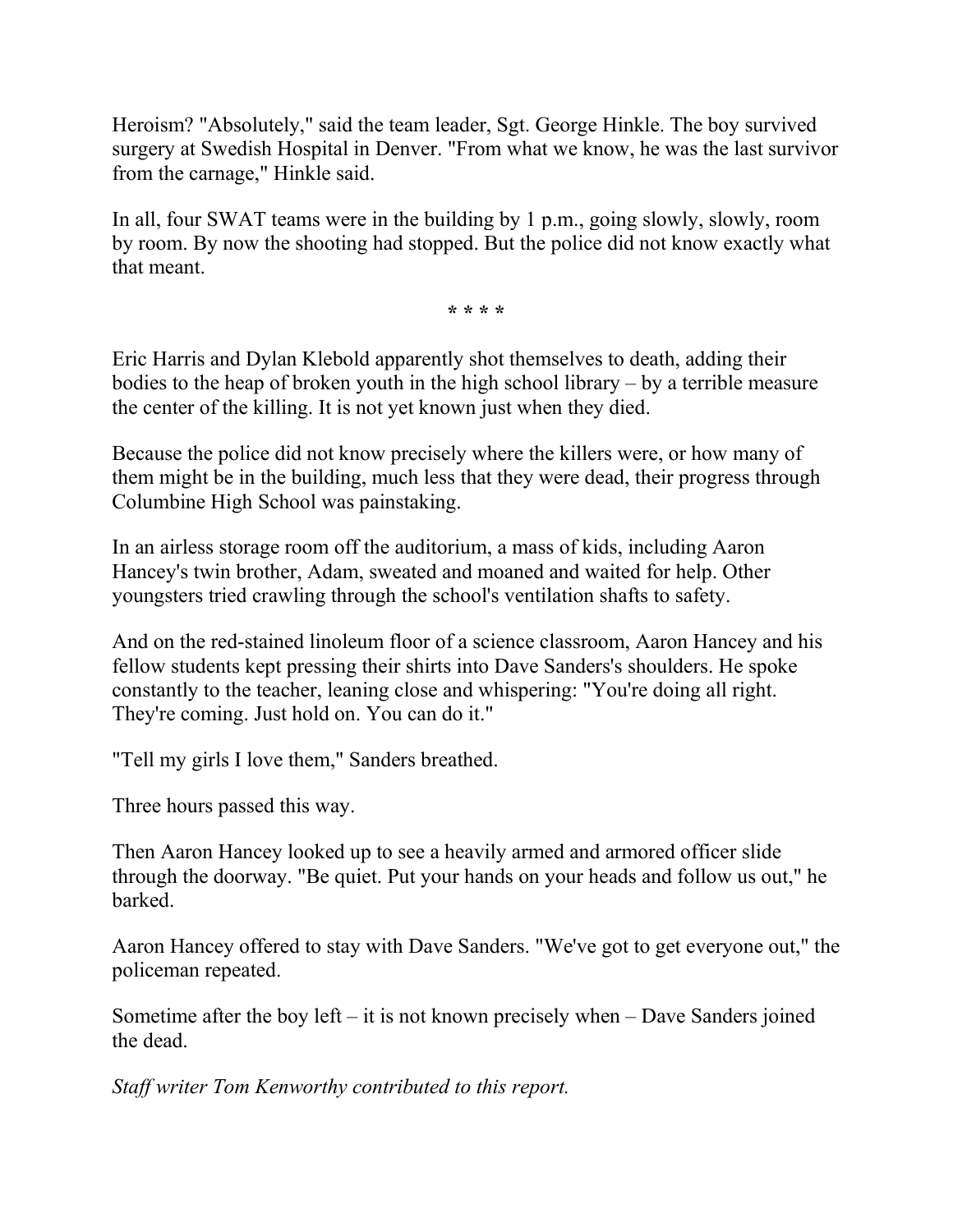Heroism? "Absolutely," said the team leader, Sgt. George Hinkle. The boy survived surgery at Swedish Hospital in Denver. "From what we know, he was the last survivor from the carnage," Hinkle said.

In all, four SWAT teams were in the building by 1 p.m., going slowly, slowly, room by room. By now the shooting had stopped. But the police did not know exactly what that meant.

\* \* \* \*

Eric Harris and Dylan Klebold apparently shot themselves to death, adding their bodies to the heap of broken youth in the high school library – by a terrible measure the center of the killing. It is not yet known just when they died.

Because the police did not know precisely where the killers were, or how many of them might be in the building, much less that they were dead, their progress through Columbine High School was painstaking.

In an airless storage room off the auditorium, a mass of kids, including Aaron Hancey's twin brother, Adam, sweated and moaned and waited for help. Other youngsters tried crawling through the school's ventilation shafts to safety.

And on the red-stained linoleum floor of a science classroom, Aaron Hancey and his fellow students kept pressing their shirts into Dave Sanders's shoulders. He spoke constantly to the teacher, leaning close and whispering: "You're doing all right. They're coming. Just hold on. You can do it."

"Tell my girls I love them," Sanders breathed.

Three hours passed this way.

Then Aaron Hancey looked up to see a heavily armed and armored officer slide through the doorway. "Be quiet. Put your hands on your heads and follow us out," he barked.

Aaron Hancey offered to stay with Dave Sanders. "We've got to get everyone out," the policeman repeated.

Sometime after the boy left – it is not known precisely when – Dave Sanders joined the dead.

*Staff writer Tom Kenworthy contributed to this report.*